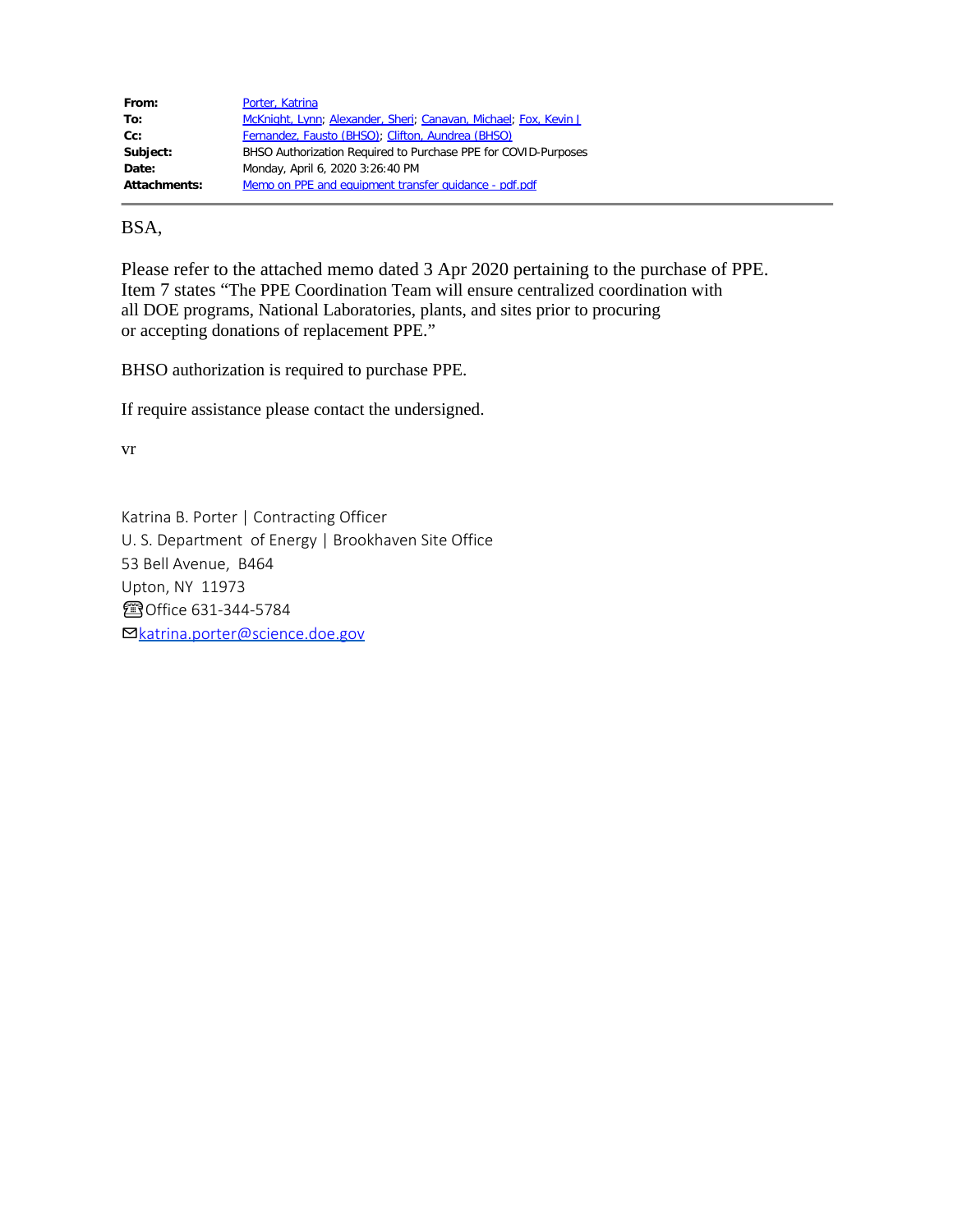**From:** Porter, Katrina
**To:** McKnight, Lynn; Alexander, Sheri; Canavan, Michael; Fox, Kevin J
**Cc:** Fernandez, Fausto (BHSO); Clifton, Aundrea (BHSO)
**Subject:** BHSO Authorization Required to Purchase PPE for COVID-Purposes
**Date:** Monday, April 6, 2020 3:26:40 PM
**Attachments:** Memo on PPE and equipment transfer guidance - pdf.pdf

---

BSA,

Please refer to the attached memo dated 3 Apr 2020 pertaining to the purchase of PPE. Item 7 states "The PPE Coordination Team will ensure centralized coordination with all DOE programs, National Laboratories, plants, and sites prior to procuring or accepting donations of replacement PPE."

BHSO authorization is required to purchase PPE.

If require assistance please contact the undersigned.

vr

Katrina B. Porter | Contracting Officer
U. S. Department of Energy | Brookhaven Site Office
53 Bell Avenue, B464
Upton, NY 11973
☎Office 631-344-5784
✉katrina.porter@science.doe.gov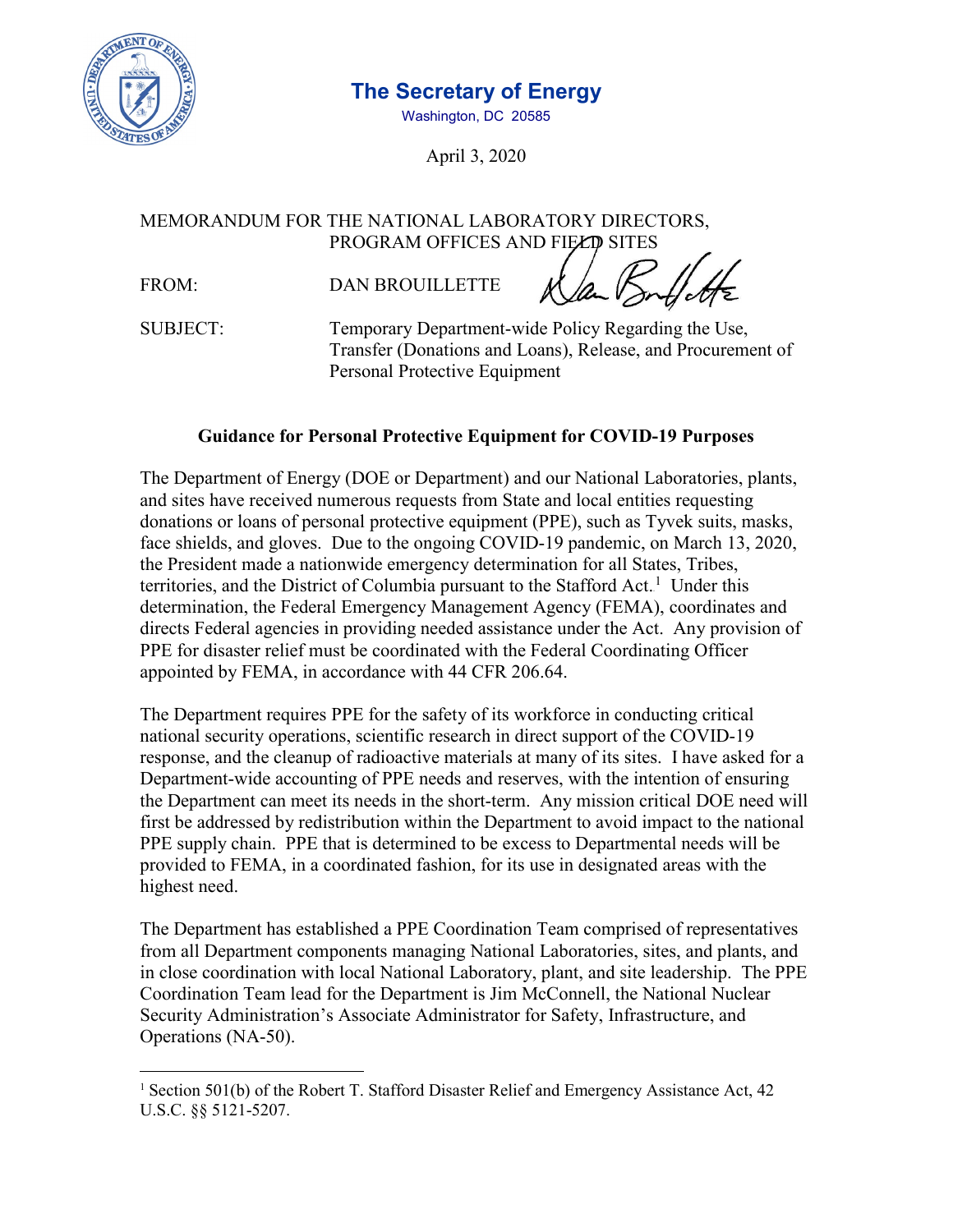**The Secretary of Energy**
Washington, DC 20585

April 3, 2020

MEMORANDUM FOR THE NATIONAL LABORATORY DIRECTORS, PROGRAM OFFICES AND FIELD SITES

FROM: DAN BROUILLETTE

SUBJECT: Temporary Department-wide Policy Regarding the Use, Transfer (Donations and Loans), Release, and Procurement of Personal Protective Equipment

**Guidance for Personal Protective Equipment for COVID-19 Purposes**

The Department of Energy (DOE or Department) and our National Laboratories, plants, and sites have received numerous requests from State and local entities requesting donations or loans of personal protective equipment (PPE), such as Tyvek suits, masks, face shields, and gloves. Due to the ongoing COVID-19 pandemic, on March 13, 2020, the President made a nationwide emergency determination for all States, Tribes, territories, and the District of Columbia pursuant to the Stafford Act.[1] Under this determination, the Federal Emergency Management Agency (FEMA), coordinates and directs Federal agencies in providing needed assistance under the Act. Any provision of PPE for disaster relief must be coordinated with the Federal Coordinating Officer appointed by FEMA, in accordance with 44 CFR 206.64.

The Department requires PPE for the safety of its workforce in conducting critical national security operations, scientific research in direct support of the COVID-19 response, and the cleanup of radioactive materials at many of its sites. I have asked for a Department-wide accounting of PPE needs and reserves, with the intention of ensuring the Department can meet its needs in the short-term. Any mission critical DOE need will first be addressed by redistribution within the Department to avoid impact to the national PPE supply chain. PPE that is determined to be excess to Departmental needs will be provided to FEMA, in a coordinated fashion, for its use in designated areas with the highest need.

The Department has established a PPE Coordination Team comprised of representatives from all Department components managing National Laboratories, sites, and plants, and in close coordination with local National Laboratory, plant, and site leadership. The PPE Coordination Team lead for the Department is Jim McConnell, the National Nuclear Security Administration's Associate Administrator for Safety, Infrastructure, and Operations (NA-50).

[1] Section 501(b) of the Robert T. Stafford Disaster Relief and Emergency Assistance Act, 42 U.S.C. §§ 5121-5207.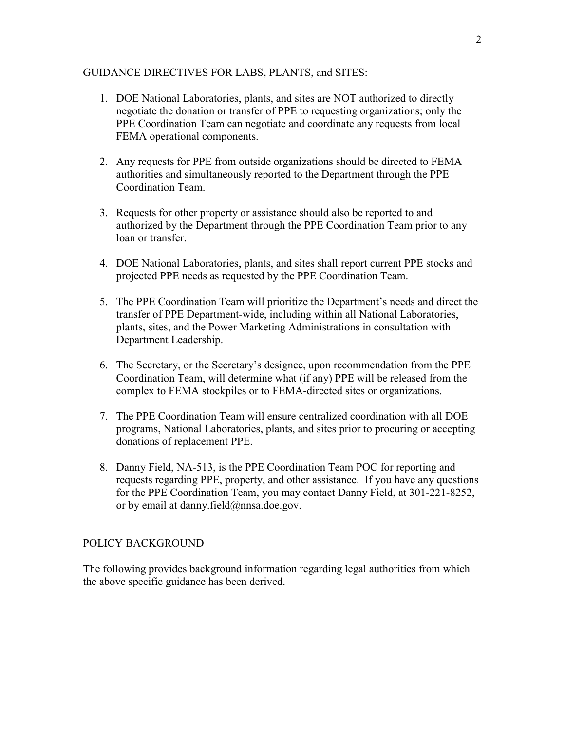GUIDANCE DIRECTIVES FOR LABS, PLANTS, and SITES:

1. DOE National Laboratories, plants, and sites are NOT authorized to directly negotiate the donation or transfer of PPE to requesting organizations; only the PPE Coordination Team can negotiate and coordinate any requests from local FEMA operational components.

2. Any requests for PPE from outside organizations should be directed to FEMA authorities and simultaneously reported to the Department through the PPE Coordination Team.

3. Requests for other property or assistance should also be reported to and authorized by the Department through the PPE Coordination Team prior to any loan or transfer.

4. DOE National Laboratories, plants, and sites shall report current PPE stocks and projected PPE needs as requested by the PPE Coordination Team.

5. The PPE Coordination Team will prioritize the Department's needs and direct the transfer of PPE Department-wide, including within all National Laboratories, plants, sites, and the Power Marketing Administrations in consultation with Department Leadership.

6. The Secretary, or the Secretary's designee, upon recommendation from the PPE Coordination Team, will determine what (if any) PPE will be released from the complex to FEMA stockpiles or to FEMA-directed sites or organizations.

7. The PPE Coordination Team will ensure centralized coordination with all DOE programs, National Laboratories, plants, and sites prior to procuring or accepting donations of replacement PPE.

8. Danny Field, NA-513, is the PPE Coordination Team POC for reporting and requests regarding PPE, property, and other assistance. If you have any questions for the PPE Coordination Team, you may contact Danny Field, at 301-221-8252, or by email at danny.field@nnsa.doe.gov.

POLICY BACKGROUND

The following provides background information regarding legal authorities from which the above specific guidance has been derived.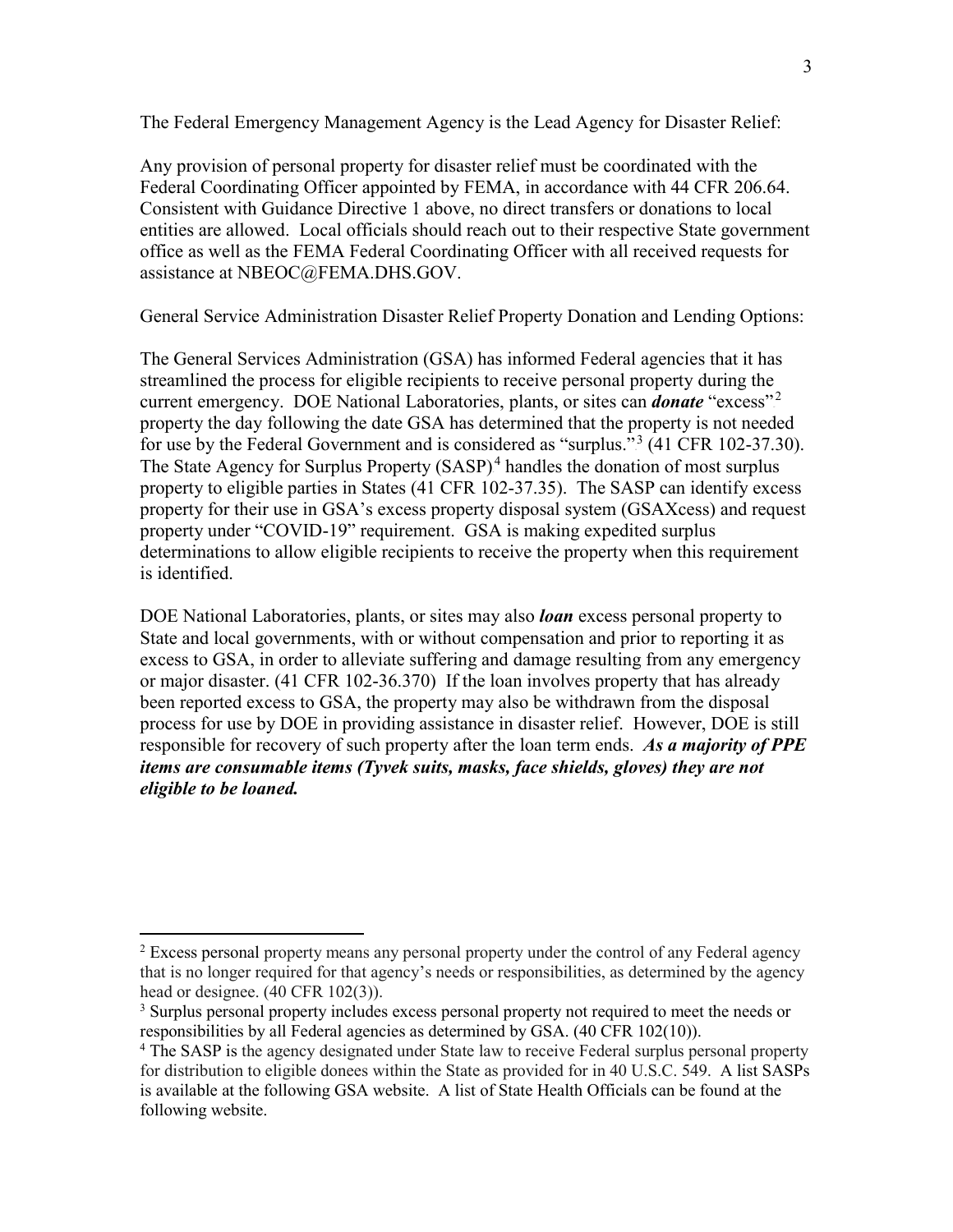The Federal Emergency Management Agency is the Lead Agency for Disaster Relief:

Any provision of personal property for disaster relief must be coordinated with the Federal Coordinating Officer appointed by FEMA, in accordance with 44 CFR 206.64. Consistent with Guidance Directive 1 above, no direct transfers or donations to local entities are allowed. Local officials should reach out to their respective State government office as well as the FEMA Federal Coordinating Officer with all received requests for assistance at NBEOC@FEMA.DHS.GOV.

General Service Administration Disaster Relief Property Donation and Lending Options:

The General Services Administration (GSA) has informed Federal agencies that it has streamlined the process for eligible recipients to receive personal property during the current emergency. DOE National Laboratories, plants, or sites can ***donate*** "excess"[2] property the day following the date GSA has determined that the property is not needed for use by the Federal Government and is considered as "surplus."[3] (41 CFR 102-37.30). The State Agency for Surplus Property (SASP)[4] handles the donation of most surplus property to eligible parties in States (41 CFR 102-37.35). The SASP can identify excess property for their use in GSA's excess property disposal system (GSAXcess) and request property under "COVID-19" requirement. GSA is making expedited surplus determinations to allow eligible recipients to receive the property when this requirement is identified.

DOE National Laboratories, plants, or sites may also ***loan*** excess personal property to State and local governments, with or without compensation and prior to reporting it as excess to GSA, in order to alleviate suffering and damage resulting from any emergency or major disaster. (41 CFR 102-36.370) If the loan involves property that has already been reported excess to GSA, the property may also be withdrawn from the disposal process for use by DOE in providing assistance in disaster relief. However, DOE is still responsible for recovery of such property after the loan term ends. ***As a majority of PPE items are consumable items (Tyvek suits, masks, face shields, gloves) they are not eligible to be loaned.***

---

[2] Excess personal property means any personal property under the control of any Federal agency that is no longer required for that agency's needs or responsibilities, as determined by the agency head or designee. (40 CFR 102(3)).

[3] Surplus personal property includes excess personal property not required to meet the needs or responsibilities by all Federal agencies as determined by GSA. (40 CFR 102(10)).

[4] The SASP is the agency designated under State law to receive Federal surplus personal property for distribution to eligible donees within the State as provided for in 40 U.S.C. 549. A list SASPs is available at the following GSA website. A list of State Health Officials can be found at the following website.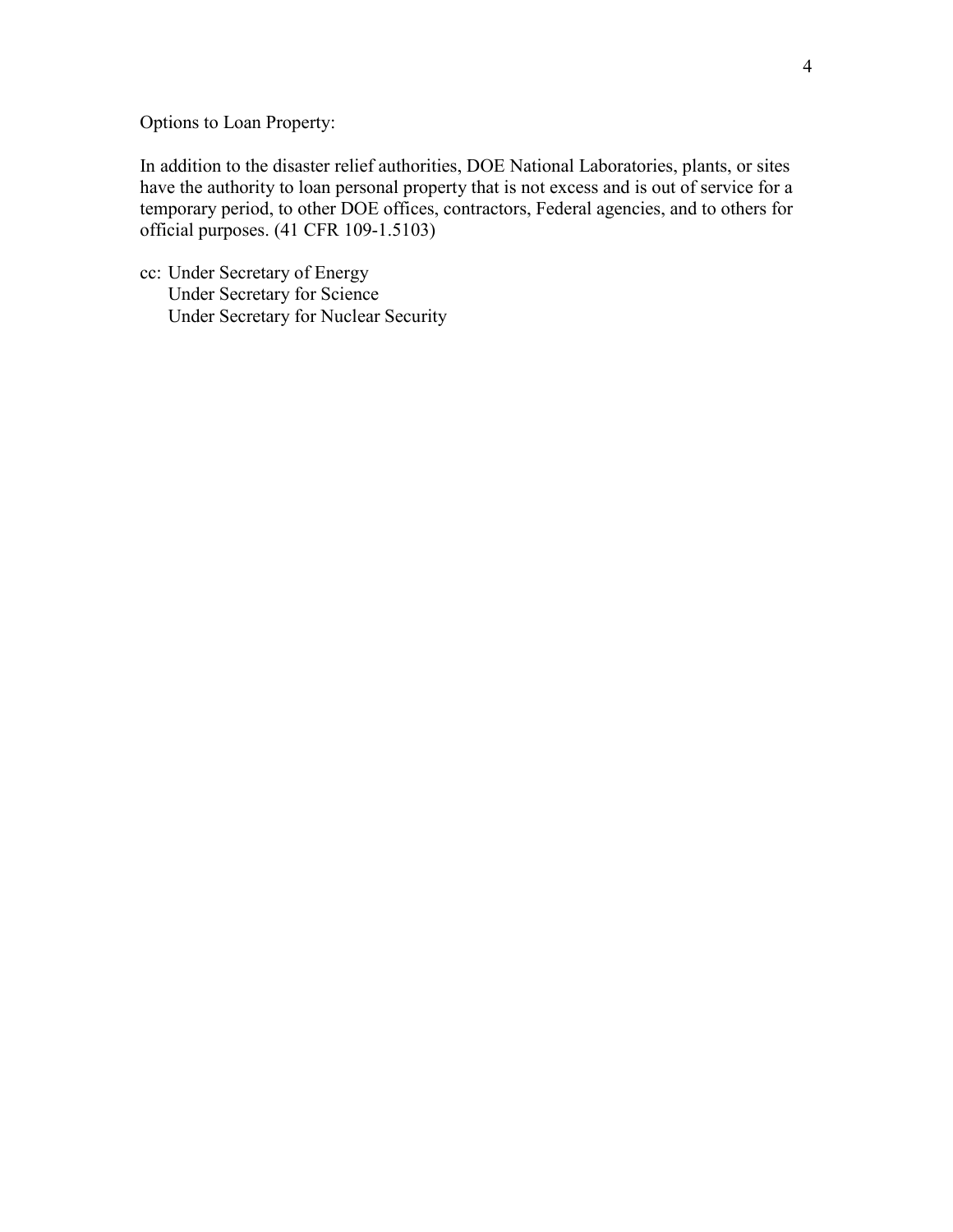Options to Loan Property:

In addition to the disaster relief authorities, DOE National Laboratories, plants, or sites have the authority to loan personal property that is not excess and is out of service for a temporary period, to other DOE offices, contractors, Federal agencies, and to others for official purposes. (41 CFR 109-1.5103)

cc: Under Secretary of Energy
Under Secretary for Science
Under Secretary for Nuclear Security